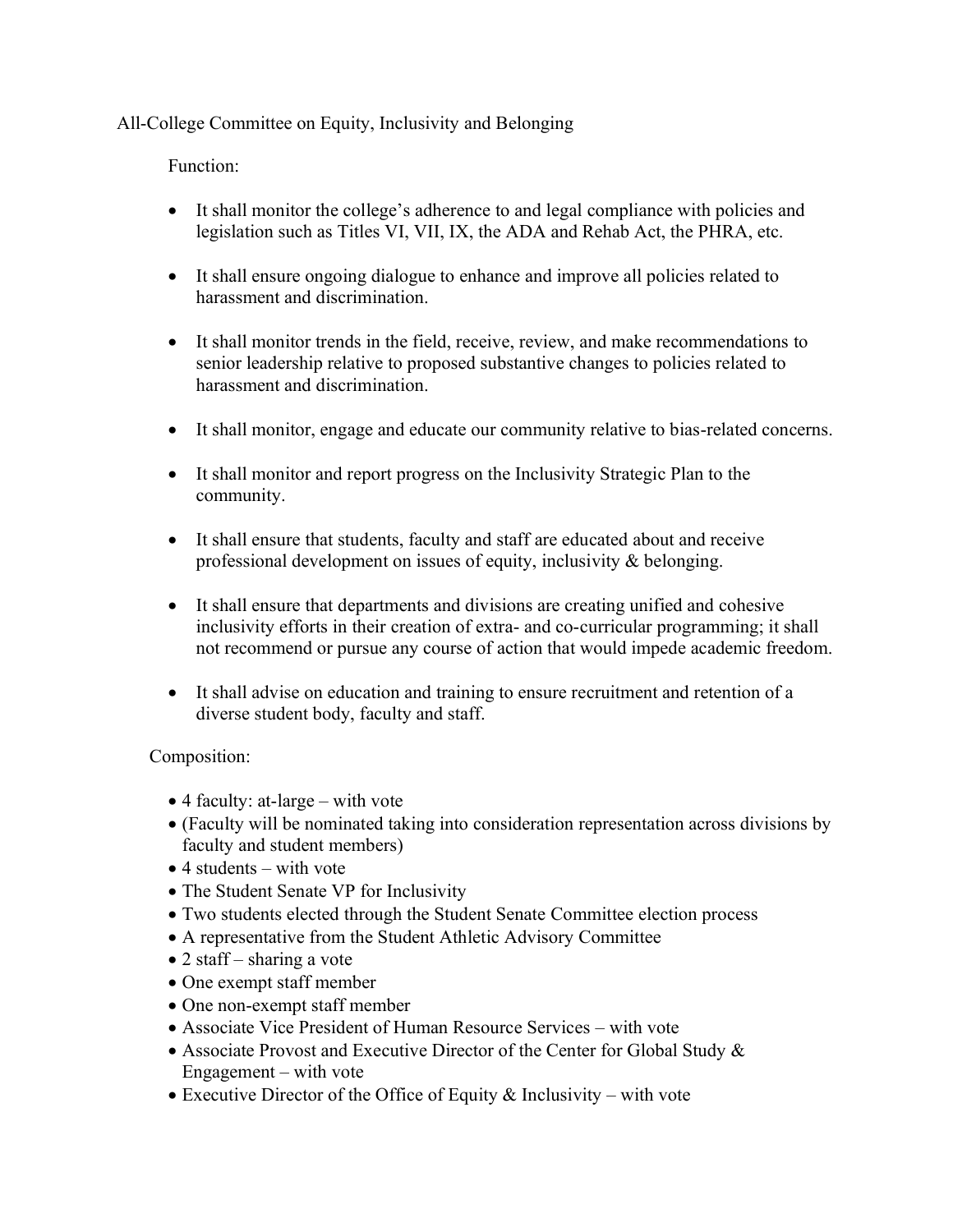# All-College Committee on Equity, Inclusivity and Belonging

Function:

- It shall monitor the college's adherence to and legal compliance with policies and legislation such as Titles VI, VII, IX, the ADA and Rehab Act, the PHRA, etc.

- It shall ensure ongoing dialogue to enhance and improve all policies related to harassment and discrimination.

- It shall monitor trends in the field, receive, review, and make recommendations to senior leadership relative to proposed substantive changes to policies related to harassment and discrimination.

- It shall monitor, engage and educate our community relative to bias-related concerns.

- It shall monitor and report progress on the Inclusivity Strategic Plan to the community.

- It shall ensure that students, faculty and staff are educated about and receive professional development on issues of equity, inclusivity & belonging.

- It shall ensure that departments and divisions are creating unified and cohesive inclusivity efforts in their creation of extra- and co-curricular programming; it shall not recommend or pursue any course of action that would impede academic freedom.

- It shall advise on education and training to ensure recruitment and retention of a diverse student body, faculty and staff.

Composition:

- 4 faculty: at-large – with vote
- (Faculty will be nominated taking into consideration representation across divisions by faculty and student members)
- 4 students – with vote
- The Student Senate VP for Inclusivity
- Two students elected through the Student Senate Committee election process
- A representative from the Student Athletic Advisory Committee
- 2 staff – sharing a vote
- One exempt staff member
- One non-exempt staff member
- Associate Vice President of Human Resource Services – with vote
- Associate Provost and Executive Director of the Center for Global Study & Engagement – with vote
- Executive Director of the Office of Equity & Inclusivity – with vote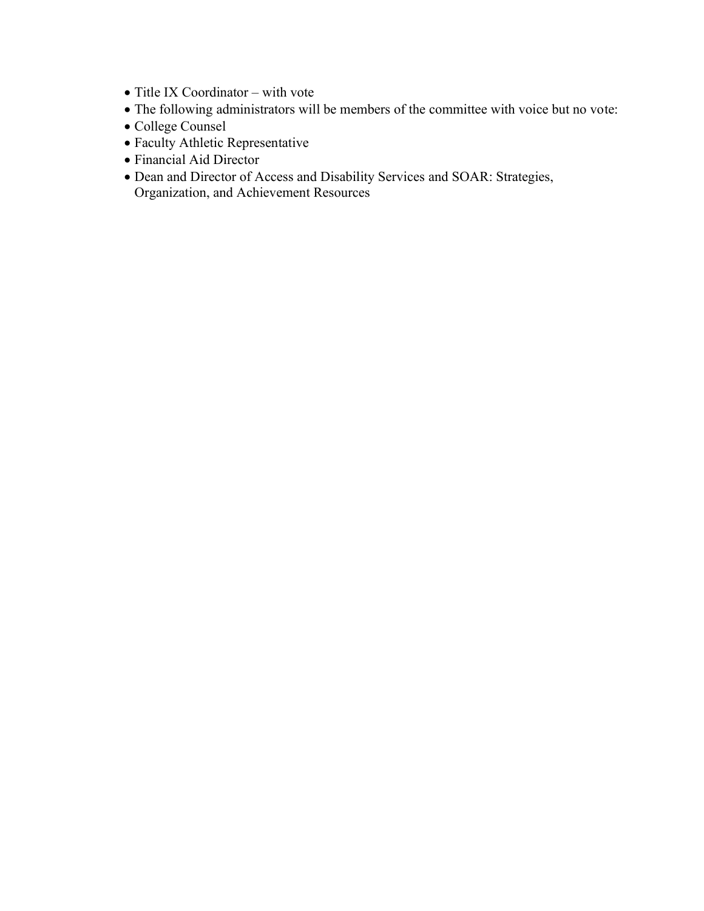- Title IX Coordinator – with vote
- The following administrators will be members of the committee with voice but no vote:
- College Counsel
- Faculty Athletic Representative
- Financial Aid Director
- Dean and Director of Access and Disability Services and SOAR: Strategies, Organization, and Achievement Resources